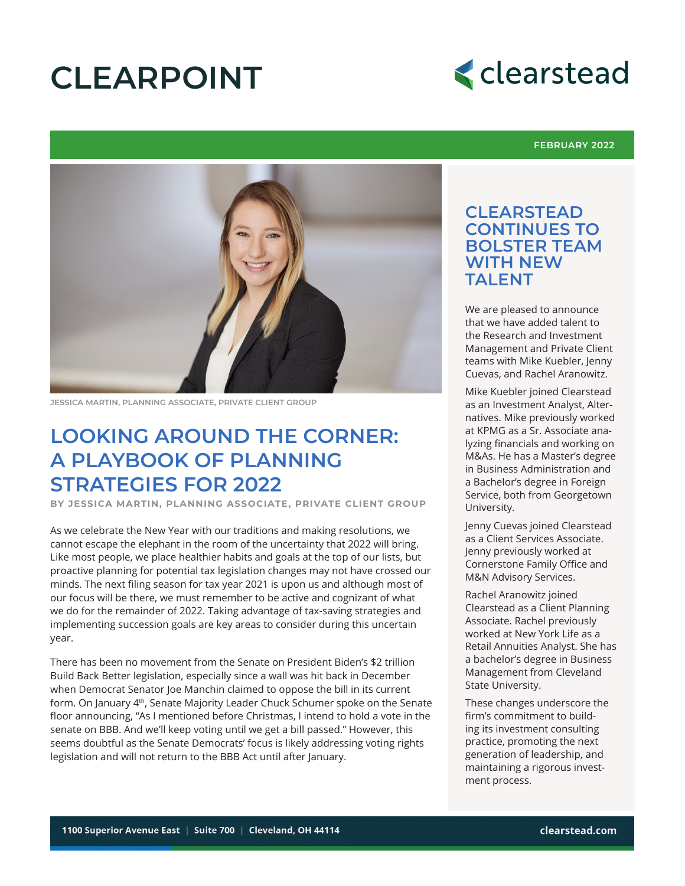# CLEARPOINT

clearstead

FEBRUARY 2022

JESSICA MARTIN, PLANNING ASSOCIATE, PRIVATE CLIENT GROUP

## LOOKING AROUND THE CORNER: A PLAYBOOK OF PLANNING STRATEGIES FOR 2022

**BY JESSICA MARTIN, PLANNING ASSOCIATE, PRIVATE CLIENT GROUP**

As we celebrate the New Year with our traditions and making resolutions, we cannot escape the elephant in the room of the uncertainty that 2022 will bring. Like most people, we place healthier habits and goals at the top of our lists, but proactive planning for potential tax legislation changes may not have crossed our minds. The next filing season for tax year 2021 is upon us and although most of our focus will be there, we must remember to be active and cognizant of what we do for the remainder of 2022. Taking advantage of tax-saving strategies and implementing succession goals are key areas to consider during this uncertain year.

There has been no movement from the Senate on President Biden's $2 trillion Build Back Better legislation, especially since a wall was hit back in December when Democrat Senator Joe Manchin claimed to oppose the bill in its current form. On January 4th, Senate Majority Leader Chuck Schumer spoke on the Senate floor announcing, "As I mentioned before Christmas, I intend to hold a vote in the senate on BBB. And we'll keep voting until we get a bill passed." However, this seems doubtful as the Senate Democrats' focus is likely addressing voting rights legislation and will not return to the BBB Act until after January.

## CLEARSTEAD CONTINUES TO BOLSTER TEAM WITH NEW TALENT

We are pleased to announce that we have added talent to the Research and Investment Management and Private Client teams with Mike Kuebler, Jenny Cuevas, and Rachel Aranowitz.

Mike Kuebler joined Clearstead as an Investment Analyst, Alternatives. Mike previously worked at KPMG as a Sr. Associate analyzing financials and working on M&As. He has a Master's degree in Business Administration and a Bachelor's degree in Foreign Service, both from Georgetown University.

Jenny Cuevas joined Clearstead as a Client Services Associate. Jenny previously worked at Cornerstone Family Office and M&N Advisory Services.

Rachel Aranowitz joined Clearstead as a Client Planning Associate. Rachel previously worked at New York Life as a Retail Annuities Analyst. She has a bachelor's degree in Business Management from Cleveland State University.

These changes underscore the firm's commitment to building its investment consulting practice, promoting the next generation of leadership, and maintaining a rigorous investment process.

**1100 Superior Avenue East | Suite 700 | Cleveland, OH 44114** **clearstead.com**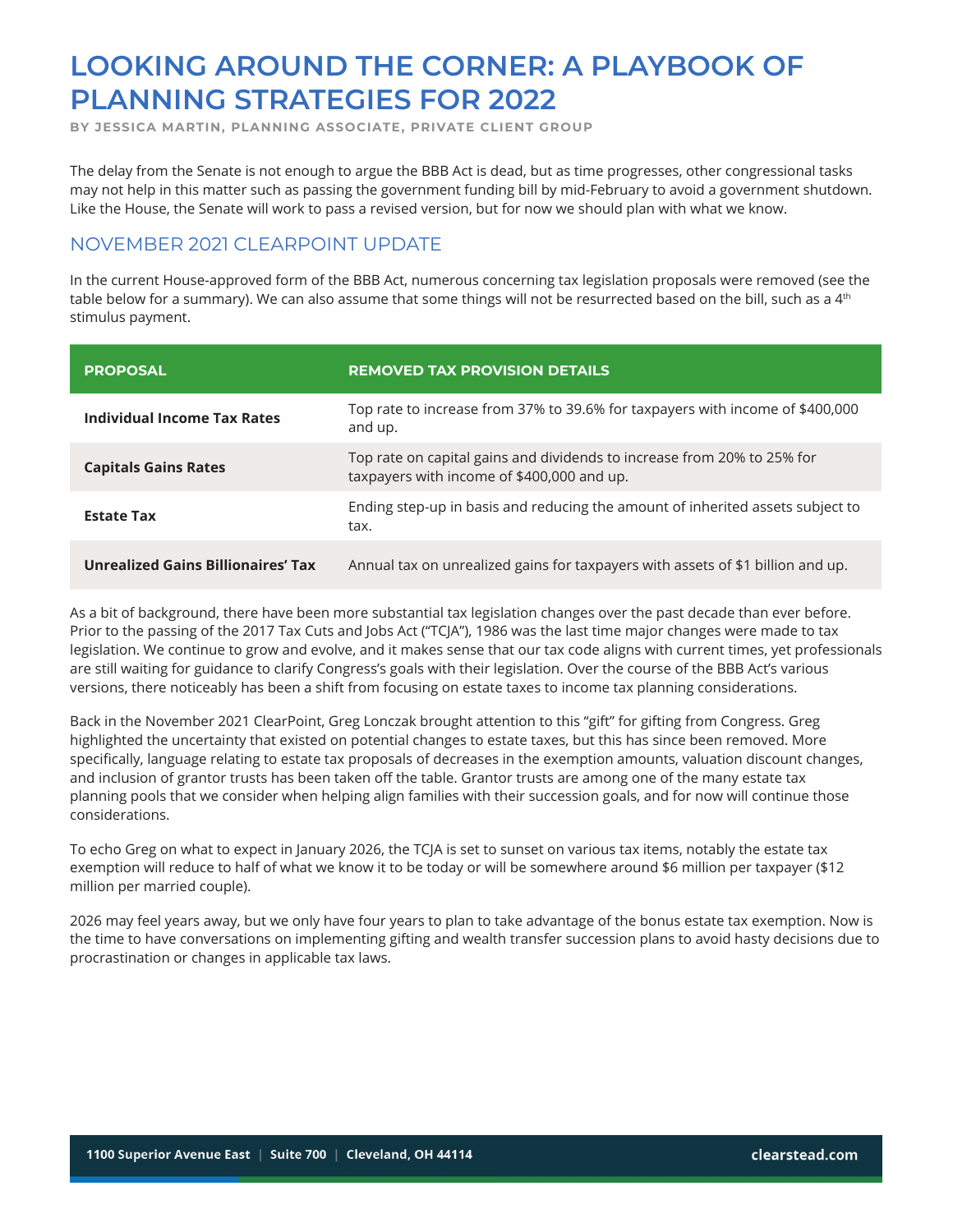# LOOKING AROUND THE CORNER: A PLAYBOOK OF PLANNING STRATEGIES FOR 2022

**BY JESSICA MARTIN, PLANNING ASSOCIATE, PRIVATE CLIENT GROUP**

The delay from the Senate is not enough to argue the BBB Act is dead, but as time progresses, other congressional tasks may not help in this matter such as passing the government funding bill by mid-February to avoid a government shutdown. Like the House, the Senate will work to pass a revised version, but for now we should plan with what we know.

## NOVEMBER 2021 CLEARPOINT UPDATE

In the current House-approved form of the BBB Act, numerous concerning tax legislation proposals were removed (see the table below for a summary). We can also assume that some things will not be resurrected based on the bill, such as a 4th stimulus payment.

| PROPOSAL | REMOVED TAX PROVISION DETAILS |
|---|---|
| **Individual Income Tax Rates** | Top rate to increase from 37% to 39.6% for taxpayers with income of $400,000 and up. |
| **Capitals Gains Rates** | Top rate on capital gains and dividends to increase from 20% to 25% for taxpayers with income of $400,000 and up. |
| **Estate Tax** | Ending step-up in basis and reducing the amount of inherited assets subject to tax. |
| **Unrealized Gains Billionaires' Tax** | Annual tax on unrealized gains for taxpayers with assets of $1 billion and up. |

As a bit of background, there have been more substantial tax legislation changes over the past decade than ever before. Prior to the passing of the 2017 Tax Cuts and Jobs Act ("TCJA"), 1986 was the last time major changes were made to tax legislation. We continue to grow and evolve, and it makes sense that our tax code aligns with current times, yet professionals are still waiting for guidance to clarify Congress's goals with their legislation. Over the course of the BBB Act's various versions, there noticeably has been a shift from focusing on estate taxes to income tax planning considerations.

Back in the November 2021 ClearPoint, Greg Lonczak brought attention to this "gift" for gifting from Congress. Greg highlighted the uncertainty that existed on potential changes to estate taxes, but this has since been removed. More specifically, language relating to estate tax proposals of decreases in the exemption amounts, valuation discount changes, and inclusion of grantor trusts has been taken off the table. Grantor trusts are among one of the many estate tax planning pools that we consider when helping align families with their succession goals, and for now will continue those considerations.

To echo Greg on what to expect in January 2026, the TCJA is set to sunset on various tax items, notably the estate tax exemption will reduce to half of what we know it to be today or will be somewhere around $6 million per taxpayer ($12 million per married couple).

2026 may feel years away, but we only have four years to plan to take advantage of the bonus estate tax exemption. Now is the time to have conversations on implementing gifting and wealth transfer succession plans to avoid hasty decisions due to procrastination or changes in applicable tax laws.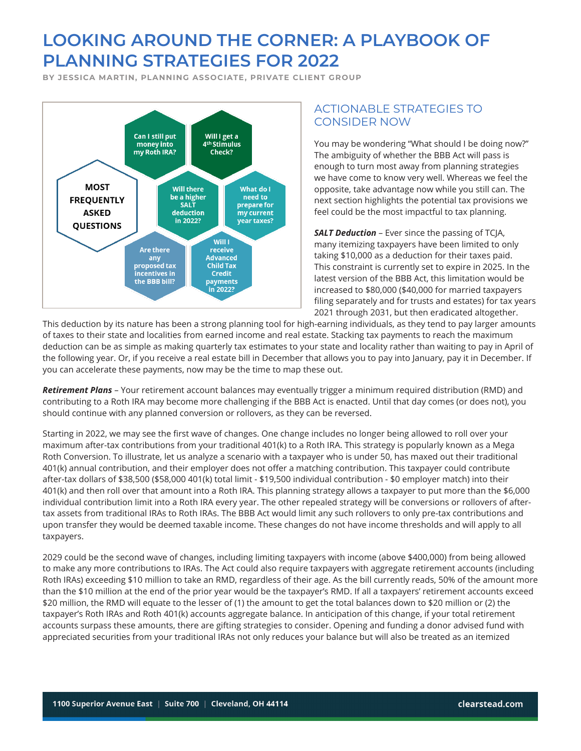# LOOKING AROUND THE CORNER: A PLAYBOOK OF PLANNING STRATEGIES FOR 2022

**BY JESSICA MARTIN, PLANNING ASSOCIATE, PRIVATE CLIENT GROUP**

**MOST FREQUENTLY ASKED QUESTIONS**

- Can I still put money into my Roth IRA?
- Will I get a 4th Stimulus Check?
- Will there be a higher SALT deduction in 2022?
- What do I need to prepare for my current year taxes?
- Are there any proposed tax incentives in the BBB bill?
- Will I receive Advanced Child Tax Credit payments in 2022?

## ACTIONABLE STRATEGIES TO CONSIDER NOW

You may be wondering "What should I be doing now?" The ambiguity of whether the BBB Act will pass is enough to turn most away from planning strategies we have come to know very well. Whereas we feel the opposite, take advantage now while you still can. The next section highlights the potential tax provisions we feel could be the most impactful to tax planning.

***SALT Deduction*** – Ever since the passing of TCJA, many itemizing taxpayers have been limited to only taking $10,000 as a deduction for their taxes paid. This constraint is currently set to expire in 2025. In the latest version of the BBB Act, this limitation would be increased to $80,000 ($40,000 for married taxpayers filing separately and for trusts and estates) for tax years 2021 through 2031, but then eradicated altogether. This deduction by its nature has been a strong planning tool for high-earning individuals, as they tend to pay larger amounts of taxes to their state and localities from earned income and real estate. Stacking tax payments to reach the maximum deduction can be as simple as making quarterly tax estimates to your state and locality rather than waiting to pay in April of the following year. Or, if you receive a real estate bill in December that allows you to pay into January, pay it in December. If you can accelerate these payments, now may be the time to map these out.

***Retirement Plans*** – Your retirement account balances may eventually trigger a minimum required distribution (RMD) and contributing to a Roth IRA may become more challenging if the BBB Act is enacted. Until that day comes (or does not), you should continue with any planned conversion or rollovers, as they can be reversed.

Starting in 2022, we may see the first wave of changes. One change includes no longer being allowed to roll over your maximum after-tax contributions from your traditional 401(k) to a Roth IRA. This strategy is popularly known as a Mega Roth Conversion. To illustrate, let us analyze a scenario with a taxpayer who is under 50, has maxed out their traditional 401(k) annual contribution, and their employer does not offer a matching contribution. This taxpayer could contribute after-tax dollars of $38,500 ($58,000 401(k) total limit - $19,500 individual contribution - $0 employer match) into their 401(k) and then roll over that amount into a Roth IRA. This planning strategy allows a taxpayer to put more than the $6,000 individual contribution limit into a Roth IRA every year. The other repealed strategy will be conversions or rollovers of after-tax assets from traditional IRAs to Roth IRAs. The BBB Act would limit any such rollovers to only pre-tax contributions and upon transfer they would be deemed taxable income. These changes do not have income thresholds and will apply to all taxpayers.

2029 could be the second wave of changes, including limiting taxpayers with income (above $400,000) from being allowed to make any more contributions to IRAs. The Act could also require taxpayers with aggregate retirement accounts (including Roth IRAs) exceeding $10 million to take an RMD, regardless of their age. As the bill currently reads, 50% of the amount more than the $10 million at the end of the prior year would be the taxpayer's RMD. If all a taxpayers' retirement accounts exceed $20 million, the RMD will equate to the lesser of (1) the amount to get the total balances down to $20 million or (2) the taxpayer's Roth IRAs and Roth 401(k) accounts aggregate balance. In anticipation of this change, if your total retirement accounts surpass these amounts, there are gifting strategies to consider. Opening and funding a donor advised fund with appreciated securities from your traditional IRAs not only reduces your balance but will also be treated as an itemized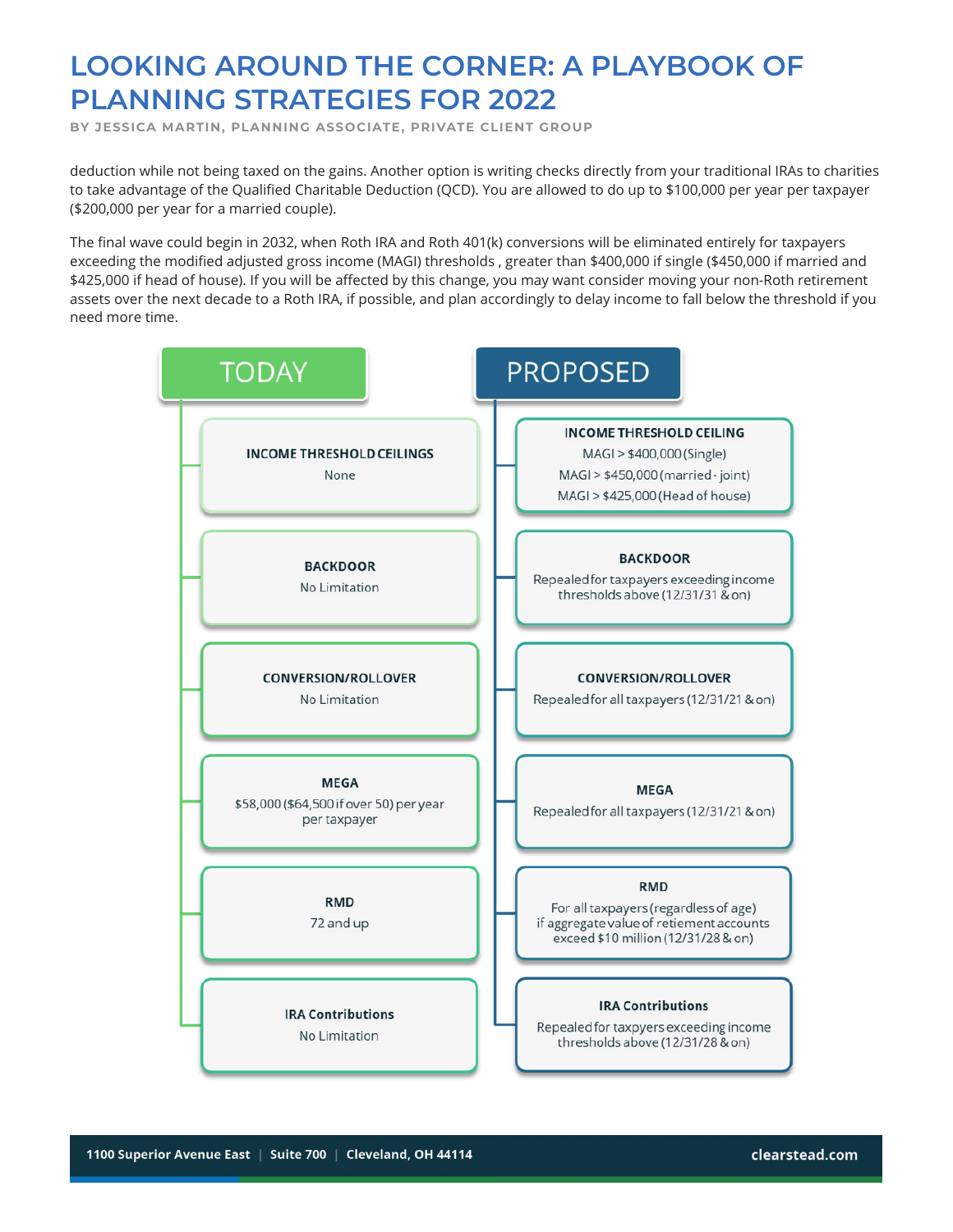deduction while not being taxed on the gains. Another option is writing checks directly from your traditional IRAs to charities to take advantage of the Qualified Charitable Deduction (QCD). You are allowed to do up to $100,000 per year per taxpayer ($200,000 per year for a married couple).

The final wave could begin in 2032, when Roth IRA and Roth 401(k) conversions will be eliminated entirely for taxpayers exceeding the modified adjusted gross income (MAGI) thresholds , greater than $400,000 if single ($450,000 if married and $425,000 if head of house). If you will be affected by this change, you may want consider moving your non-Roth retirement assets over the next decade to a Roth IRA, if possible, and plan accordingly to delay income to fall below the threshold if you need more time.

| | TODAY | PROPOSED |
|---|---|---|
| **INCOME THRESHOLD CEILINGS** | None | MAGI > $400,000 (Single)<br>MAGI > $450,000 (married - joint)<br>MAGI > $425,000 (Head of house) |
| **BACKDOOR** | No Limitation | Repealed for taxpayers exceeding income thresholds above (12/31/31 & on) |
| **CONVERSION/ROLLOVER** | No Limitation | Repealed for all taxpayers (12/31/21 & on) |
| **MEGA** | $58,000 ($64,500 if over 50) per year per taxpayer | Repealed for all taxpayers (12/31/21 & on) |
| **RMD** | 72 and up | For all taxpayers (regardless of age) if aggregate value of retiement accounts exceed $10 million (12/31/28 & on) |
| **IRA Contributions** | No Limitation | Repealed for taxpyers exceeding income thresholds above (12/31/28 & on) |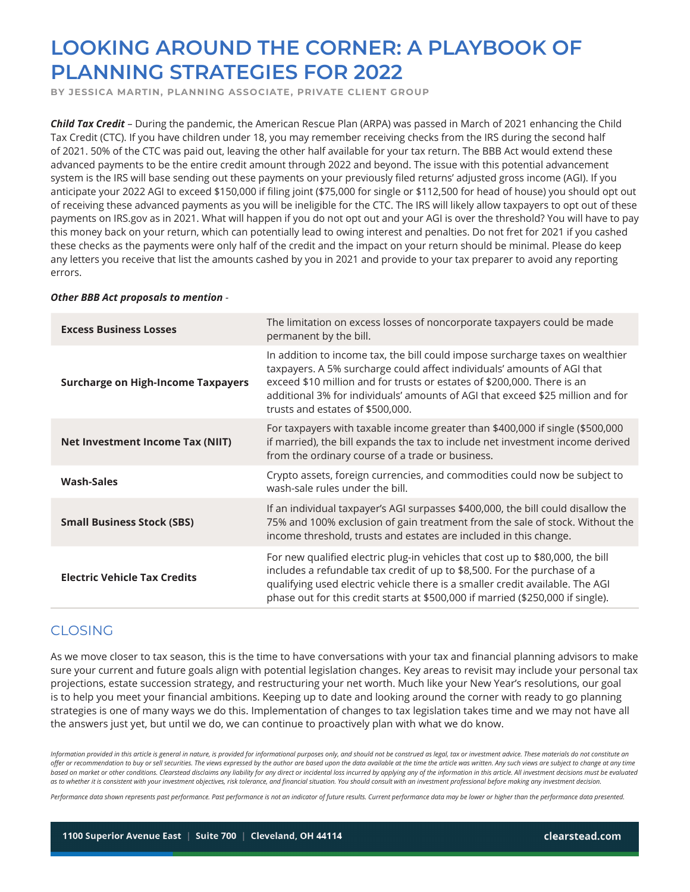# LOOKING AROUND THE CORNER: A PLAYBOOK OF PLANNING STRATEGIES FOR 2022

**BY JESSICA MARTIN, PLANNING ASSOCIATE, PRIVATE CLIENT GROUP**

***Child Tax Credit*** – During the pandemic, the American Rescue Plan (ARPA) was passed in March of 2021 enhancing the Child Tax Credit (CTC). If you have children under 18, you may remember receiving checks from the IRS during the second half of 2021. 50% of the CTC was paid out, leaving the other half available for your tax return. The BBB Act would extend these advanced payments to be the entire credit amount through 2022 and beyond. The issue with this potential advancement system is the IRS will base sending out these payments on your previously filed returns' adjusted gross income (AGI). If you anticipate your 2022 AGI to exceed $150,000 if filing joint ($75,000 for single or $112,500 for head of house) you should opt out of receiving these advanced payments as you will be ineligible for the CTC. The IRS will likely allow taxpayers to opt out of these payments on IRS.gov as in 2021. What will happen if you do not opt out and your AGI is over the threshold? You will have to pay this money back on your return, which can potentially lead to owing interest and penalties. Do not fret for 2021 if you cashed these checks as the payments were only half of the credit and the impact on your return should be minimal. Please do keep any letters you receive that list the amounts cashed by you in 2021 and provide to your tax preparer to avoid any reporting errors.

***Other BBB Act proposals to mention*** -

| | |
|---|---|
| **Excess Business Losses** | The limitation on excess losses of noncorporate taxpayers could be made permanent by the bill. |
| **Surcharge on High-Income Taxpayers** | In addition to income tax, the bill could impose surcharge taxes on wealthier taxpayers. A 5% surcharge could affect individuals' amounts of AGI that exceed $10 million and for trusts or estates of $200,000. There is an additional 3% for individuals' amounts of AGI that exceed $25 million and for trusts and estates of $500,000. |
| **Net Investment Income Tax (NIIT)** | For taxpayers with taxable income greater than $400,000 if single ($500,000 if married), the bill expands the tax to include net investment income derived from the ordinary course of a trade or business. |
| **Wash-Sales** | Crypto assets, foreign currencies, and commodities could now be subject to wash-sale rules under the bill. |
| **Small Business Stock (SBS)** | If an individual taxpayer's AGI surpasses $400,000, the bill could disallow the 75% and 100% exclusion of gain treatment from the sale of stock. Without the income threshold, trusts and estates are included in this change. |
| **Electric Vehicle Tax Credits** | For new qualified electric plug-in vehicles that cost up to $80,000, the bill includes a refundable tax credit of up to $8,500. For the purchase of a qualifying used electric vehicle there is a smaller credit available. The AGI phase out for this credit starts at $500,000 if married ($250,000 if single). |

## CLOSING

As we move closer to tax season, this is the time to have conversations with your tax and financial planning advisors to make sure your current and future goals align with potential legislation changes. Key areas to revisit may include your personal tax projections, estate succession strategy, and restructuring your net worth. Much like your New Year's resolutions, our goal is to help you meet your financial ambitions. Keeping up to date and looking around the corner with ready to go planning strategies is one of many ways we do this. Implementation of changes to tax legislation takes time and we may not have all the answers just yet, but until we do, we can continue to proactively plan with what we do know.

*Information provided in this article is general in nature, is provided for informational purposes only, and should not be construed as legal, tax or investment advice. These materials do not constitute an offer or recommendation to buy or sell securities. The views expressed by the author are based upon the data available at the time the article was written. Any such views are subject to change at any time based on market or other conditions. Clearstead disclaims any liability for any direct or incidental loss incurred by applying any of the information in this article. All investment decisions must be evaluated as to whether it is consistent with your investment objectives, risk tolerance, and financial situation. You should consult with an investment professional before making any investment decision.*

*Performance data shown represents past performance. Past performance is not an indicator of future results. Current performance data may be lower or higher than the performance data presented.*

**1100 Superior Avenue East | Suite 700 | Cleveland, OH 44114** **clearstead.com**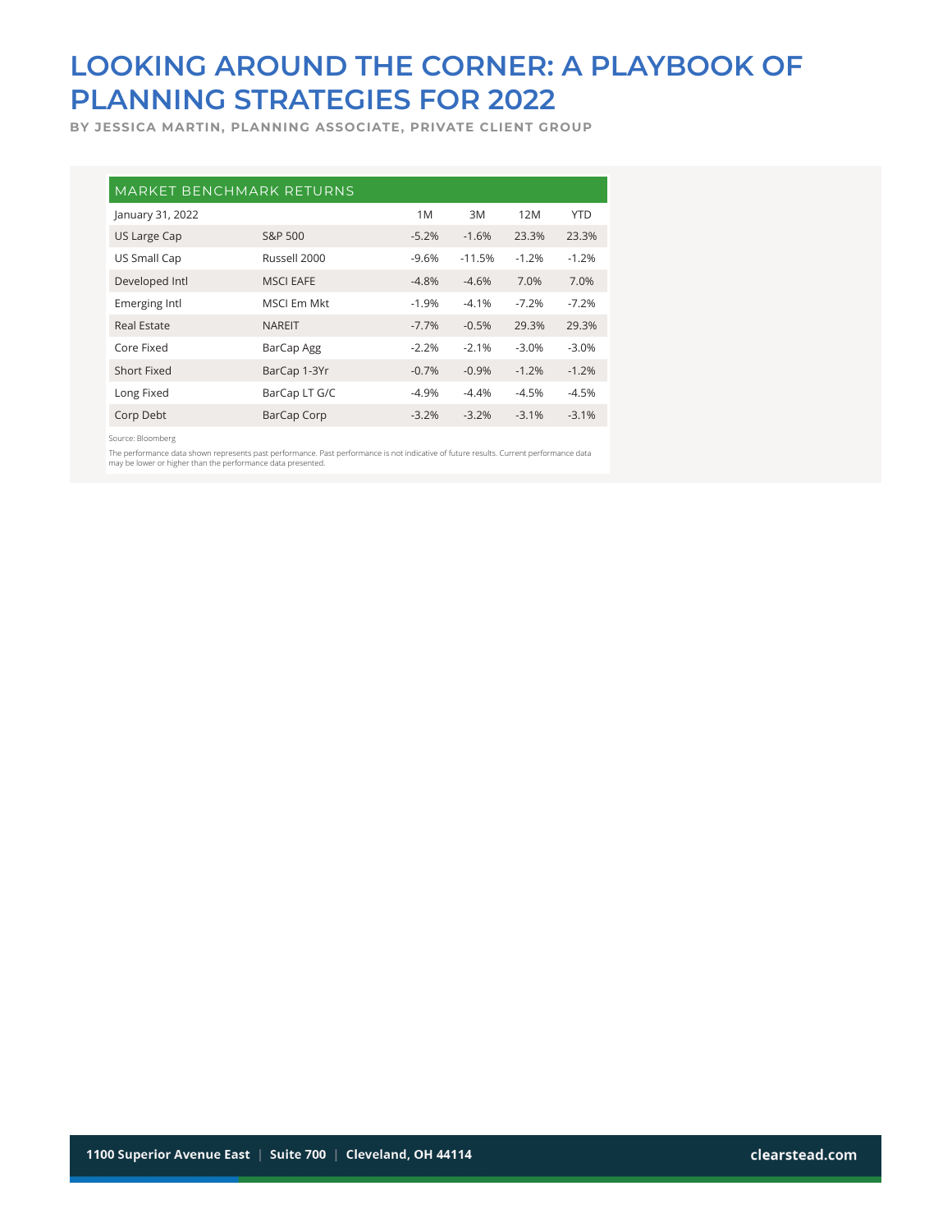# LOOKING AROUND THE CORNER: A PLAYBOOK OF PLANNING STRATEGIES FOR 2022

**BY JESSICA MARTIN, PLANNING ASSOCIATE, PRIVATE CLIENT GROUP**

MARKET BENCHMARK RETURNS

| January 31, 2022 | | 1M | 3M | 12M | YTD |
|---|---|---|---|---|---|
| US Large Cap | S&P 500 | -5.2% | -1.6% | 23.3% | 23.3% |
| US Small Cap | Russell 2000 | -9.6% | -11.5% | -1.2% | -1.2% |
| Developed Intl | MSCI EAFE | -4.8% | -4.6% | 7.0% | 7.0% |
| Emerging Intl | MSCI Em Mkt | -1.9% | -4.1% | -7.2% | -7.2% |
| Real Estate | NAREIT | -7.7% | -0.5% | 29.3% | 29.3% |
| Core Fixed | BarCap Agg | -2.2% | -2.1% | -3.0% | -3.0% |
| Short Fixed | BarCap 1-3Yr | -0.7% | -0.9% | -1.2% | -1.2% |
| Long Fixed | BarCap LT G/C | -4.9% | -4.4% | -4.5% | -4.5% |
| Corp Debt | BarCap Corp | -3.2% | -3.2% | -3.1% | -3.1% |

Source: Bloomberg

The performance data shown represents past performance. Past performance is not indicative of future results. Current performance data may be lower or higher than the performance data presented.

**1100 Superior Avenue East | Suite 700 | Cleveland, OH 44114** **clearstead.com**